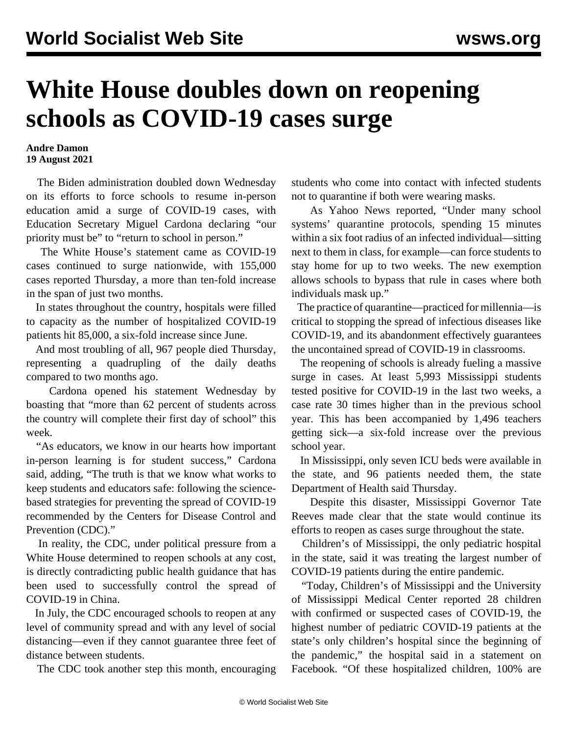# White House doubles down on reopening schools as COVID-19 cases surge

**Andre Damon**
**19 August 2021**

The Biden administration doubled down Wednesday on its efforts to force schools to resume in-person education amid a surge of COVID-19 cases, with Education Secretary Miguel Cardona declaring "our priority must be" to "return to school in person."

The White House's statement came as COVID-19 cases continued to surge nationwide, with 155,000 cases reported Thursday, a more than ten-fold increase in the span of just two months.

In states throughout the country, hospitals were filled to capacity as the number of hospitalized COVID-19 patients hit 85,000, a six-fold increase since June.

And most troubling of all, 967 people died Thursday, representing a quadrupling of the daily deaths compared to two months ago.

Cardona opened his statement Wednesday by boasting that "more than 62 percent of students across the country will complete their first day of school" this week.

"As educators, we know in our hearts how important in-person learning is for student success," Cardona said, adding, "The truth is that we know what works to keep students and educators safe: following the science-based strategies for preventing the spread of COVID-19 recommended by the Centers for Disease Control and Prevention (CDC)."

In reality, the CDC, under political pressure from a White House determined to reopen schools at any cost, is directly contradicting public health guidance that has been used to successfully control the spread of COVID-19 in China.

In July, the CDC encouraged schools to reopen at any level of community spread and with any level of social distancing—even if they cannot guarantee three feet of distance between students.

The CDC took another step this month, encouraging students who come into contact with infected students not to quarantine if both were wearing masks.

As Yahoo News reported, "Under many school systems' quarantine protocols, spending 15 minutes within a six foot radius of an infected individual—sitting next to them in class, for example—can force students to stay home for up to two weeks. The new exemption allows schools to bypass that rule in cases where both individuals mask up."

The practice of quarantine—practiced for millennia—is critical to stopping the spread of infectious diseases like COVID-19, and its abandonment effectively guarantees the uncontained spread of COVID-19 in classrooms.

The reopening of schools is already fueling a massive surge in cases. At least 5,993 Mississippi students tested positive for COVID-19 in the last two weeks, a case rate 30 times higher than in the previous school year. This has been accompanied by 1,496 teachers getting sick—a six-fold increase over the previous school year.

In Mississippi, only seven ICU beds were available in the state, and 96 patients needed them, the state Department of Health said Thursday.

Despite this disaster, Mississippi Governor Tate Reeves made clear that the state would continue its efforts to reopen as cases surge throughout the state.

Children's of Mississippi, the only pediatric hospital in the state, said it was treating the largest number of COVID-19 patients during the entire pandemic.

"Today, Children's of Mississippi and the University of Mississippi Medical Center reported 28 children with confirmed or suspected cases of COVID-19, the highest number of pediatric COVID-19 patients at the state's only children's hospital since the beginning of the pandemic," the hospital said in a statement on Facebook. "Of these hospitalized children, 100% are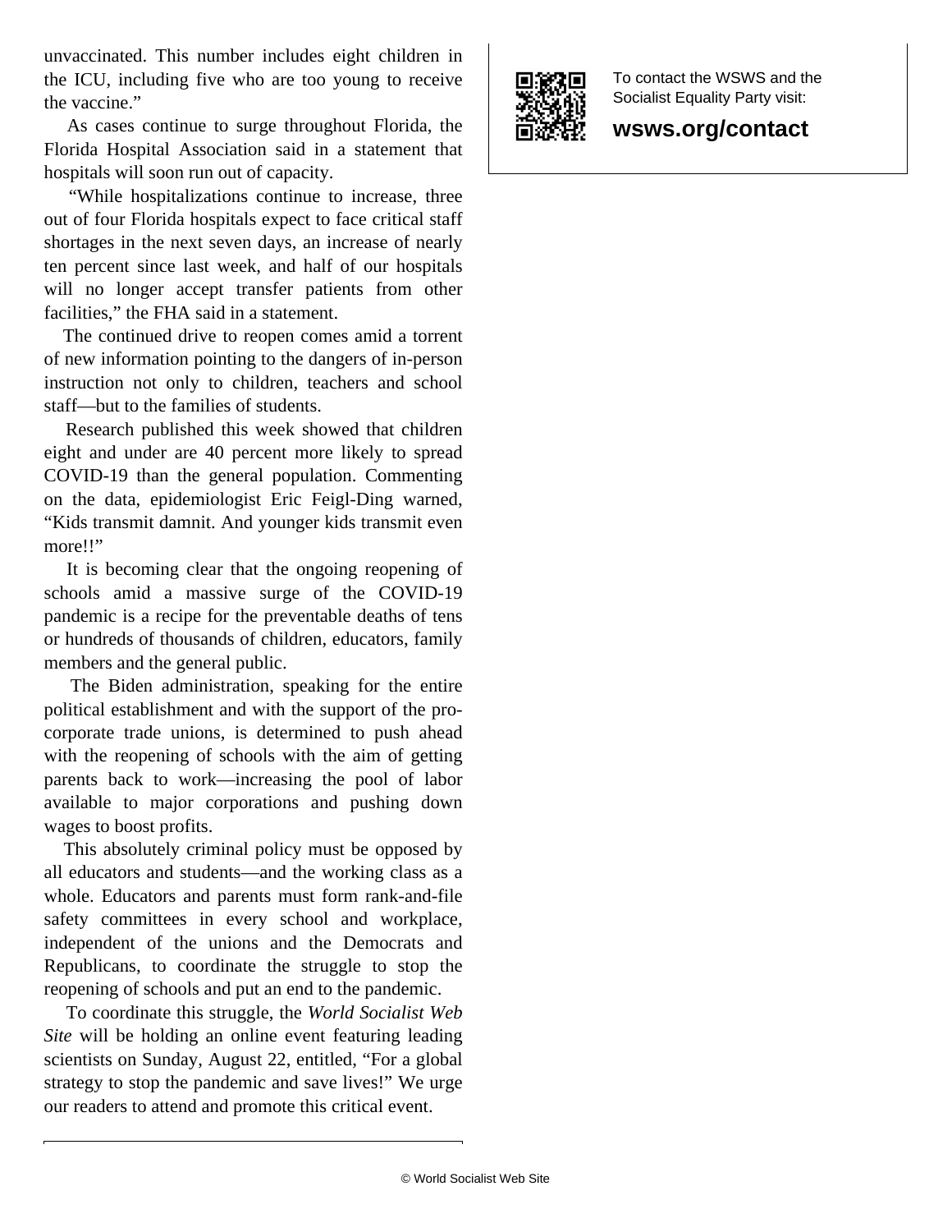unvaccinated. This number includes eight children in the ICU, including five who are too young to receive the vaccine."

As cases continue to surge throughout Florida, the Florida Hospital Association said in a statement that hospitals will soon run out of capacity.

"While hospitalizations continue to increase, three out of four Florida hospitals expect to face critical staff shortages in the next seven days, an increase of nearly ten percent since last week, and half of our hospitals will no longer accept transfer patients from other facilities," the FHA said in a statement.

The continued drive to reopen comes amid a torrent of new information pointing to the dangers of in-person instruction not only to children, teachers and school staff—but to the families of students.

Research published this week showed that children eight and under are 40 percent more likely to spread COVID-19 than the general population. Commenting on the data, epidemiologist Eric Feigl-Ding warned, "Kids transmit damnit. And younger kids transmit even more!!"

It is becoming clear that the ongoing reopening of schools amid a massive surge of the COVID-19 pandemic is a recipe for the preventable deaths of tens or hundreds of thousands of children, educators, family members and the general public.

The Biden administration, speaking for the entire political establishment and with the support of the pro-corporate trade unions, is determined to push ahead with the reopening of schools with the aim of getting parents back to work—increasing the pool of labor available to major corporations and pushing down wages to boost profits.

This absolutely criminal policy must be opposed by all educators and students—and the working class as a whole. Educators and parents must form rank-and-file safety committees in every school and workplace, independent of the unions and the Democrats and Republicans, to coordinate the struggle to stop the reopening of schools and put an end to the pandemic.

To coordinate this struggle, the *World Socialist Web Site* will be holding an online event featuring leading scientists on Sunday, August 22, entitled, "For a global strategy to stop the pandemic and save lives!" We urge our readers to attend and promote this critical event.

To contact the WSWS and the Socialist Equality Party visit:

**wsws.org/contact**